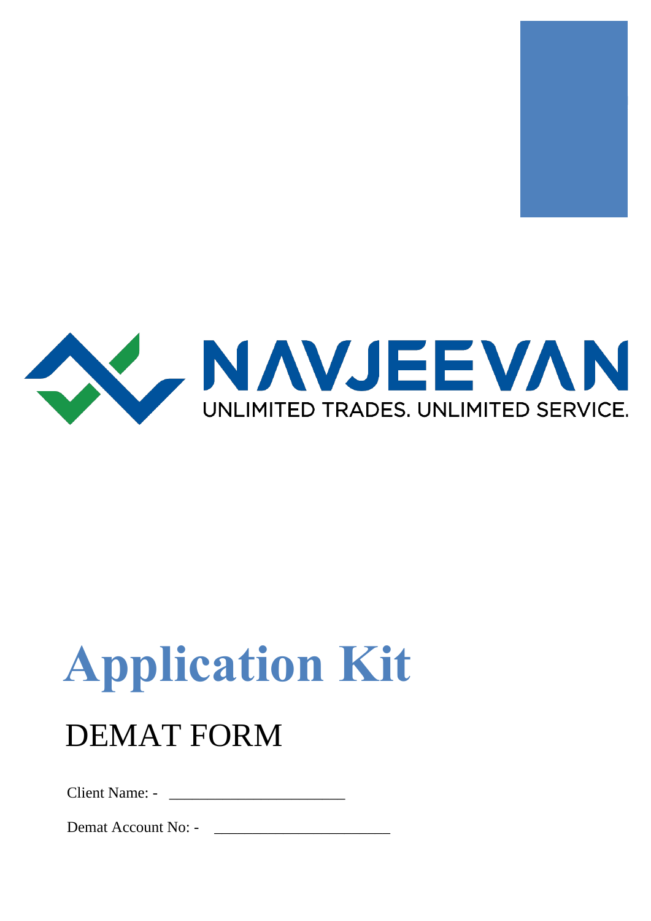NAVJEEVAN

UNLIMITED TRADES. UNLIMITED SERVICE.

# Application Kit

## DEMAT FORM

Client Name: - \_\_\_\_\_\_\_\_\_\_\_\_\_\_\_\_\_\_\_\_\_\_\_\_

Demat Account No: - \_\_\_\_\_\_\_\_\_\_\_\_\_\_\_\_\_\_\_\_\_\_\_\_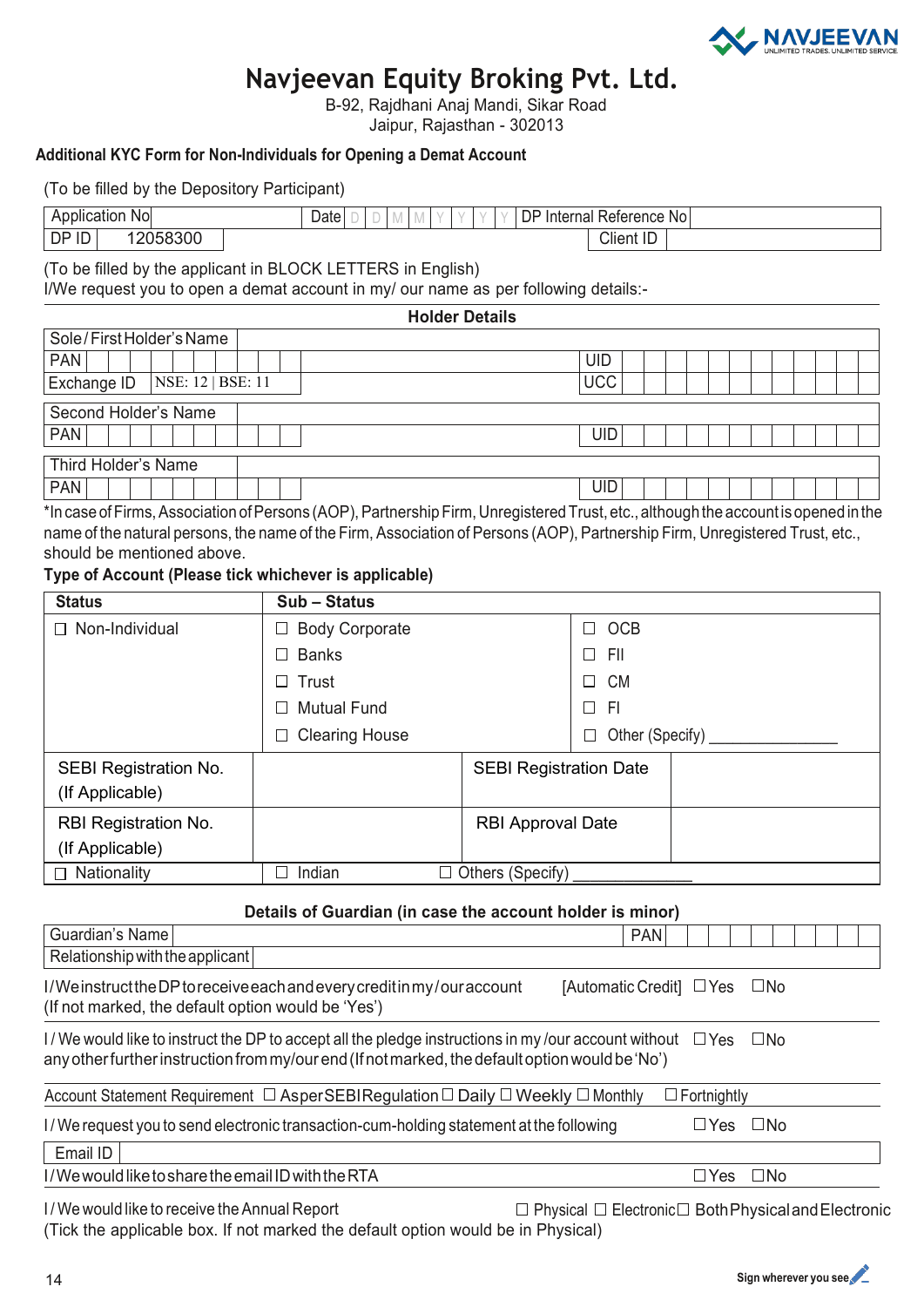# Navjeevan Equity Broking Pvt. Ltd.

B-92, Rajdhani Anaj Mandi, Sikar Road
Jaipur, Rajasthan - 302013

**Additional KYC Form for Non-Individuals for Opening a Demat Account**

(To be filled by the Depository Participant)

| Application No | | Date | D D M M Y Y Y Y | DP Internal Reference No | |
|---|---|---|---|---|---|
| DP ID | 12058300 | | | Client ID | |

(To be filled by the applicant in BLOCK LETTERS in English)
I/We request you to open a demat account in my/ our name as per following details:-

**Holder Details**

| Sole / First Holder's Name | | | |
|---|---|---|---|
| PAN | | UID | |
| Exchange ID | NSE: 12 \| BSE: 11 | UCC | |

| Second Holder's Name | | | |
|---|---|---|---|
| PAN | | UID | |

| Third Holder's Name | | | |
|---|---|---|---|
| PAN | | UID | |

*In case of Firms, Association of Persons (AOP), Partnership Firm, Unregistered Trust, etc., although the account is opened in the name of the natural persons, the name of the Firm, Association of Persons (AOP), Partnership Firm, Unregistered Trust, etc., should be mentioned above.

**Type of Account (Please tick whichever is applicable)**

| **Status** | **Sub – Status** | | |
|---|---|---|---|
| ☐ Non-Individual | ☐ Body Corporate | | ☐ OCB |
| | ☐ Banks | | ☐ FII |
| | ☐ Trust | | ☐ CM |
| | ☐ Mutual Fund | | ☐ FI |
| | ☐ Clearing House | | ☐ Other (Specify) ______________ |
| SEBI Registration No. (If Applicable) | | SEBI Registration Date | |
| RBI Registration No. (If Applicable) | | RBI Approval Date | |
| ☐ Nationality | ☐ Indian | ☐ Others (Specify) ______________ | |

**Details of Guardian (in case the account holder is minor)**

| Guardian's Name | | PAN | |
|---|---|---|---|
| Relationship with the applicant | | | |

I/We instruct the DP to receive each and every credit in my/our account [Automatic Credit] ☐Yes ☐No
(If not marked, the default option would be 'Yes')

I / We would like to instruct the DP to accept all the pledge instructions in my /our account without ☐Yes ☐No
any other further instruction from my/our end (If not marked, the default option would be 'No')

Account Statement Requirement ☐ As per SEBI Regulation ☐ Daily ☐ Weekly ☐ Monthly ☐ Fortnightly

I / We request you to send electronic transaction-cum-holding statement at the following ☐Yes ☐No

| Email ID | |
|---|---|

I / We would like to share the email ID with the RTA ☐Yes ☐No

I / We would like to receive the Annual Report ☐ Physical ☐ Electronic ☐ Both Physical and Electronic
(Tick the applicable box. If not marked the default option would be in Physical)

Sign wherever you see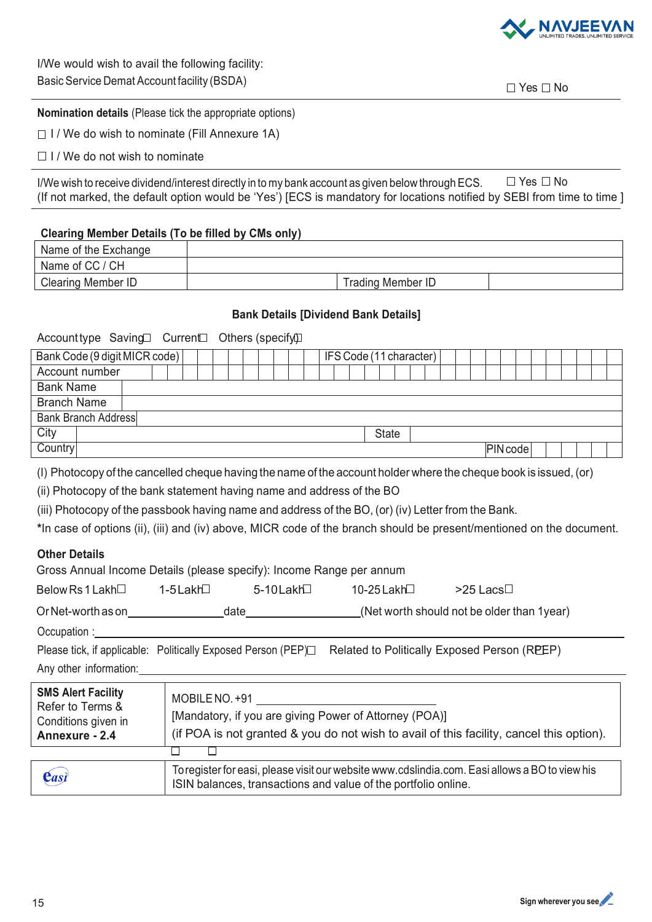I/We would wish to avail the following facility:
Basic Service Demat Account facility (BSDA) ☐ Yes ☐ No

**Nomination details** (Please tick the appropriate options)

☐ I / We do wish to nominate (Fill Annexure 1A)

☐ I / We do not wish to nominate

I/We wish to receive dividend/interest directly in to my bank account as given below through ECS. ☐ Yes ☐ No
(If not marked, the default option would be 'Yes') [ECS is mandatory for locations notified by SEBI from time to time ]

**Clearing Member Details (To be filled by CMs only)**

| Name of the Exchange | | | |
|---|---|---|---|
| Name of CC / CH | | | |
| Clearing Member ID | | Trading Member ID | |

**Bank Details [Dividend Bank Details]**

Account type Saving ☐ Current ☐ Others (specify) ☐

| Bank Code (9 digit MICR code) | | IFS Code (11 character) | |
|---|---|---|---|
| Account number | | | |
| Bank Name | | | |
| Branch Name | | | |
| Bank Branch Address | | | |
| City | | State | |
| Country | | PIN code | |

(I) Photocopy of the cancelled cheque having the name of the account holder where the cheque book is issued, (or)

(ii) Photocopy of the bank statement having name and address of the BO

(iii) Photocopy of the passbook having name and address of the BO, (or) (iv) Letter from the Bank.

*In case of options (ii), (iii) and (iv) above, MICR code of the branch should be present/mentioned on the document.

**Other Details**

Gross Annual Income Details (please specify): Income Range per annum

Below Rs 1 Lakh ☐ 1-5 Lakh ☐ 5-10 Lakh ☐ 10-25 Lakh ☐ >25 Lacs ☐

Or Net-worth as on ________________ date ____________________ (Net worth should not be older than 1year)

Occupation : ____________________________________________

Please tick, if applicable: Politically Exposed Person (PEP) ☐ Related to Politically Exposed Person (RPEP) ☐

Any other information: ____________________________________________

| **SMS Alert Facility** Refer to Terms & Conditions given in **Annexure - 2.4** | MOBILE NO. +91 ______________________________ [Mandatory, if you are giving Power of Attorney (POA)] (if POA is not granted & you do not wish to avail of this facility, cancel this option). |
|---|---|
| | ☐ ☐ |

| easi | To register for easi, please visit our website www.cdslindia.com. Easi allows a BO to view his ISIN balances, transactions and value of the portfolio online. |
|---|---|

Sign wherever you see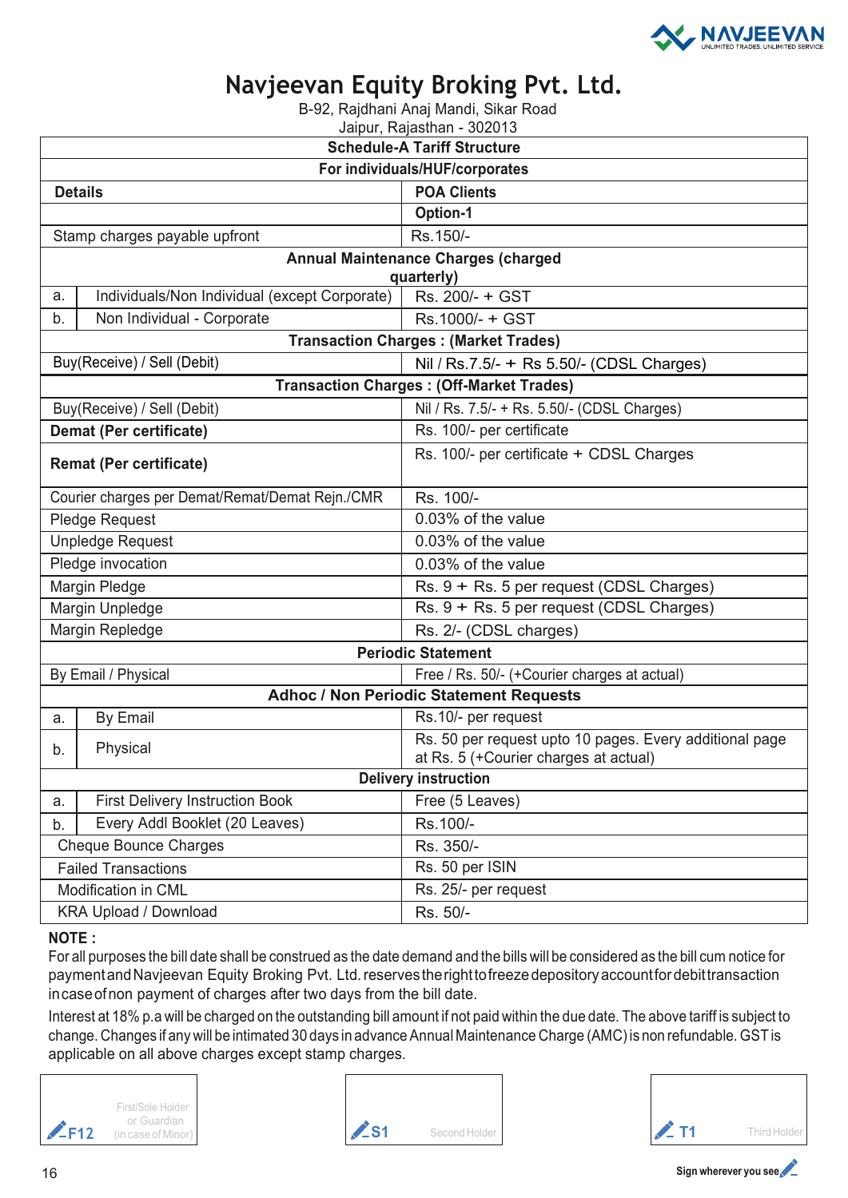# Navjeevan Equity Broking Pvt. Ltd.

B-92, Rajdhani Anaj Mandi, Sikar Road
Jaipur, Rajasthan - 302013

| Schedule-A Tariff Structure | | |
|---|---|---|
| **For individuals/HUF/corporates** | | |
| **Details** | | **POA Clients** |
| | | **Option-1** |
| Stamp charges payable upfront | | Rs.150/- |
| **Annual Maintenance Charges (charged quarterly)** | | |
| a. | Individuals/Non Individual (except Corporate) | Rs. 200/- + GST |
| b. | Non Individual - Corporate | Rs.1000/- + GST |
| **Transaction Charges : (Market Trades)** | | |
| Buy(Receive) / Sell (Debit) | | Nil / Rs.7.5/- + Rs 5.50/- (CDSL Charges) |
| **Transaction Charges : (Off-Market Trades)** | | |
| Buy(Receive) / Sell (Debit) | | Nil / Rs. 7.5/- + Rs. 5.50/- (CDSL Charges) |
| **Demat (Per certificate)** | | Rs. 100/- per certificate |
| **Remat (Per certificate)** | | Rs. 100/- per certificate + CDSL Charges |
| Courier charges per Demat/Remat/Demat Rejn./CMR | | Rs. 100/- |
| Pledge Request | | 0.03% of the value |
| Unpledge Request | | 0.03% of the value |
| Pledge invocation | | 0.03% of the value |
| Margin Pledge | | Rs. 9 + Rs. 5 per request (CDSL Charges) |
| Margin Unpledge | | Rs. 9 + Rs. 5 per request (CDSL Charges) |
| Margin Repledge | | Rs. 2/- (CDSL charges) |
| **Periodic Statement** | | |
| By Email / Physical | | Free / Rs. 50/- (+Courier charges at actual) |
| **Adhoc / Non Periodic Statement Requests** | | |
| a. | By Email | Rs.10/- per request |
| b. | Physical | Rs. 50 per request upto 10 pages. Every additional page at Rs. 5 (+Courier charges at actual) |
| **Delivery instruction** | | |
| a. | First Delivery Instruction Book | Free (5 Leaves) |
| b. | Every Addl Booklet (20 Leaves) | Rs.100/- |
| Cheque Bounce Charges | | Rs. 350/- |
| Failed Transactions | | Rs. 50 per ISIN |
| Modification in CML | | Rs. 25/- per request |
| KRA Upload / Download | | Rs. 50/- |

**NOTE :**

For all purposes the bill date shall be construed as the date demand and the bills will be considered as the bill cum notice for payment and Navjeevan Equity Broking Pvt. Ltd. reserves the right to freeze depository account for debit transaction in case of non payment of charges after two days from the bill date.

Interest at 18% p.a will be charged on the outstanding bill amount if not paid within the due date. The above tariff is subject to change. Changes if any will be intimated 30 days in advance Annual Maintenance Charge (AMC) is non refundable. GST is applicable on all above charges except stamp charges.

F12 First/Sole Holder or Guardian (in case of Minor) | S1 Second Holder | T1 Third Holder

Sign wherever you see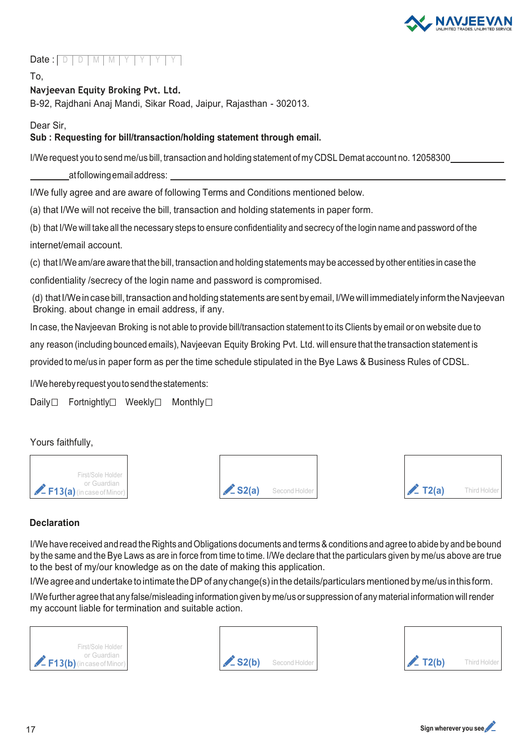Date : D D M M Y Y Y Y

To,

**Navjeevan Equity Broking Pvt. Ltd.**

B-92, Rajdhani Anaj Mandi, Sikar Road, Jaipur, Rajasthan - 302013.

Dear Sir,

**Sub : Requesting for bill/transaction/holding statement through email.**

I/We request you to send me/us bill, transaction and holding statement of my CDSL Demat account no. 12058300__________ __________at following email address: ____________________

I/We fully agree and are aware of following Terms and Conditions mentioned below.

(a) that I/We will not receive the bill, transaction and holding statements in paper form.

(b) that I/We will take all the necessary steps to ensure confidentiality and secrecy of the login name and password of the internet/email account.

(c) that I/We am/are aware that the bill, transaction and holding statements may be accessed by other entities in case the confidentiality /secrecy of the login name and password is compromised.

(d) that I/We in case bill, transaction and holding statements are sent by email, I/We will immediately inform the Navjeevan Broking. about change in email address, if any.

In case, the Navjeevan Broking is not able to provide bill/transaction statement to its Clients by email or on website due to any reason (including bounced emails), Navjeevan Equity Broking Pvt. Ltd. will ensure that the transaction statement is provided to me/us in paper form as per the time schedule stipulated in the Bye Laws & Business Rules of CDSL.

I/We hereby request you to send the statements:

Daily ☐ Fortnightly ☐ Weekly ☐ Monthly ☐

Yours faithfully,

| F13(a) First/Sole Holder or Guardian (in case of Minor) | S2(a) Second Holder | T2(a) Third Holder |
|---|---|---|
| | | |

**Declaration**

I/We have received and read the Rights and Obligations documents and terms & conditions and agree to abide by and be bound by the same and the Bye Laws as are in force from time to time. I/We declare that the particulars given by me/us above are true to the best of my/our knowledge as on the date of making this application.

I/We agree and undertake to intimate the DP of any change(s) in the details/particulars mentioned by me/us in this form.

I/We further agree that any false/misleading information given by me/us or suppression of any material information will render my account liable for termination and suitable action.

| F13(b) First/Sole Holder or Guardian (in case of Minor) | S2(b) Second Holder | T2(b) Third Holder |
|---|---|---|
| | | |

Sign wherever you see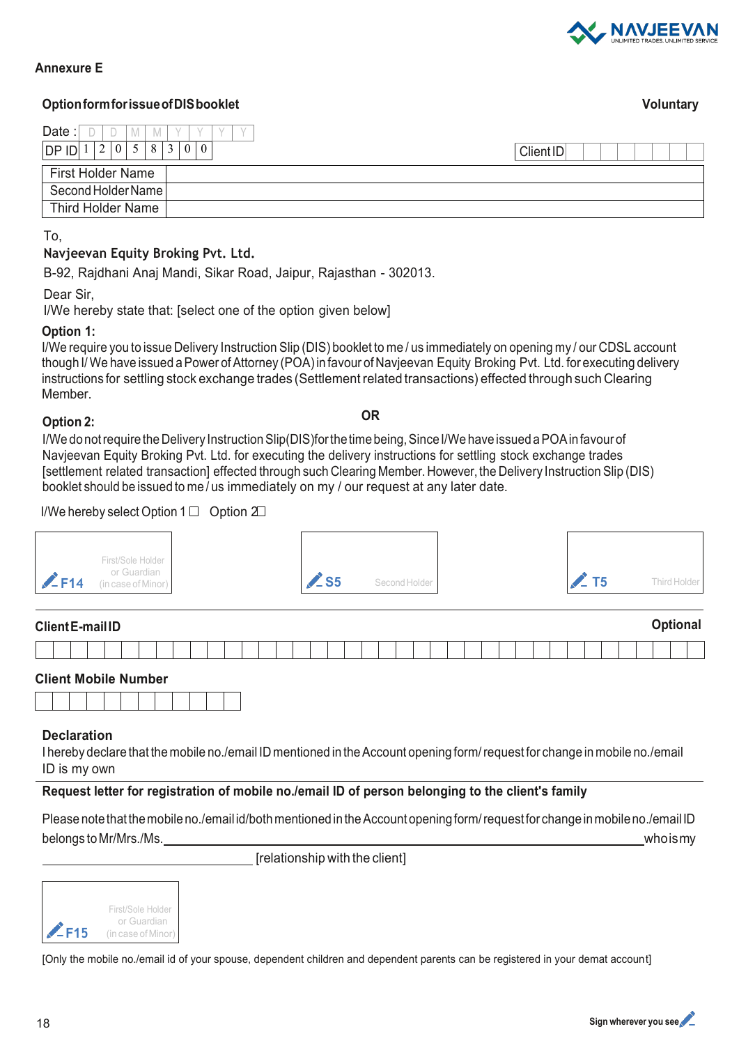NAVJEEVAN
UNLIMITED TRADES. UNLIMITED SERVICE.

**Annexure E**

**Option form for issue of DIS booklet** **Voluntary**

| Date : | D | D | M | M | Y | Y | Y | Y |
|---|---|---|---|---|---|---|---|---|

| DP ID | 1 | 2 | 0 | 5 | 8 | 3 | 0 | 0 |
|---|---|---|---|---|---|---|---|---|

| Client ID | | | | | | | | |
|---|---|---|---|---|---|---|---|---|

| First Holder Name | |
|---|---|
| Second Holder Name | |
| Third Holder Name | |

To,

**Navjeevan Equity Broking Pvt. Ltd.**

B-92, Rajdhani Anaj Mandi, Sikar Road, Jaipur, Rajasthan - 302013.

Dear Sir,

I/We hereby state that: [select one of the option given below]

**Option 1:**

I/We require you to issue Delivery Instruction Slip (DIS) booklet to me / us immediately on opening my / our CDSL account though I/ We have issued a Power of Attorney (POA) in favour of Navjeevan Equity Broking Pvt. Ltd. for executing delivery instructions for settling stock exchange trades (Settlement related transactions) effected through such Clearing Member.

**OR**

**Option 2:**

I/We do not require the Delivery Instruction Slip(DIS)for the time being, Since I/We have issued a POA in favour of Navjeevan Equity Broking Pvt. Ltd. for executing the delivery instructions for settling stock exchange trades [settlement related transaction] effected through such Clearing Member. However, the Delivery Instruction Slip (DIS) booklet should be issued to me / us immediately on my / our request at any later date.

I/We hereby select Option 1 ☐ Option 2☐

| F14 First/Sole Holder or Guardian (in case of Minor) | S5 Second Holder | T5 Third Holder |
|---|---|---|

**Client E-mail ID** **Optional**

| | | | | | | | | | | | | | | | | | | | | | | | | | | | | | | | | | | | | | | |
|---|---|---|---|---|---|---|---|---|---|---|---|---|---|---|---|---|---|---|---|---|---|---|---|---|---|---|---|---|---|---|---|---|---|---|---|---|---|---|

**Client Mobile Number**

| | | | | | | | | | | | |
|---|---|---|---|---|---|---|---|---|---|---|---|

**Declaration**

I hereby declare that the mobile no./email ID mentioned in the Account opening form/ request for change in mobile no./email ID is my own

**Request letter for registration of mobile no./email ID of person belonging to the client's family**

Please note that the mobile no./email id/both mentioned in the Account opening form/ request for change in mobile no./email ID belongs to Mr/Mrs./Ms.\_\_\_\_\_\_\_\_\_\_\_\_\_\_\_\_\_\_\_\_\_\_\_\_\_\_\_\_\_\_\_\_\_\_\_\_\_\_\_\_\_\_\_\_\_\_\_\_who is my \_\_\_\_\_\_\_\_\_\_\_\_\_\_\_\_\_\_\_\_\_\_\_\_\_\_\_\_ [relationship with the client]

| F15 First/Sole Holder or Guardian (in case of Minor) |
|---|

[Only the mobile no./email id of your spouse, dependent children and dependent parents can be registered in your demat account]

Sign wherever you see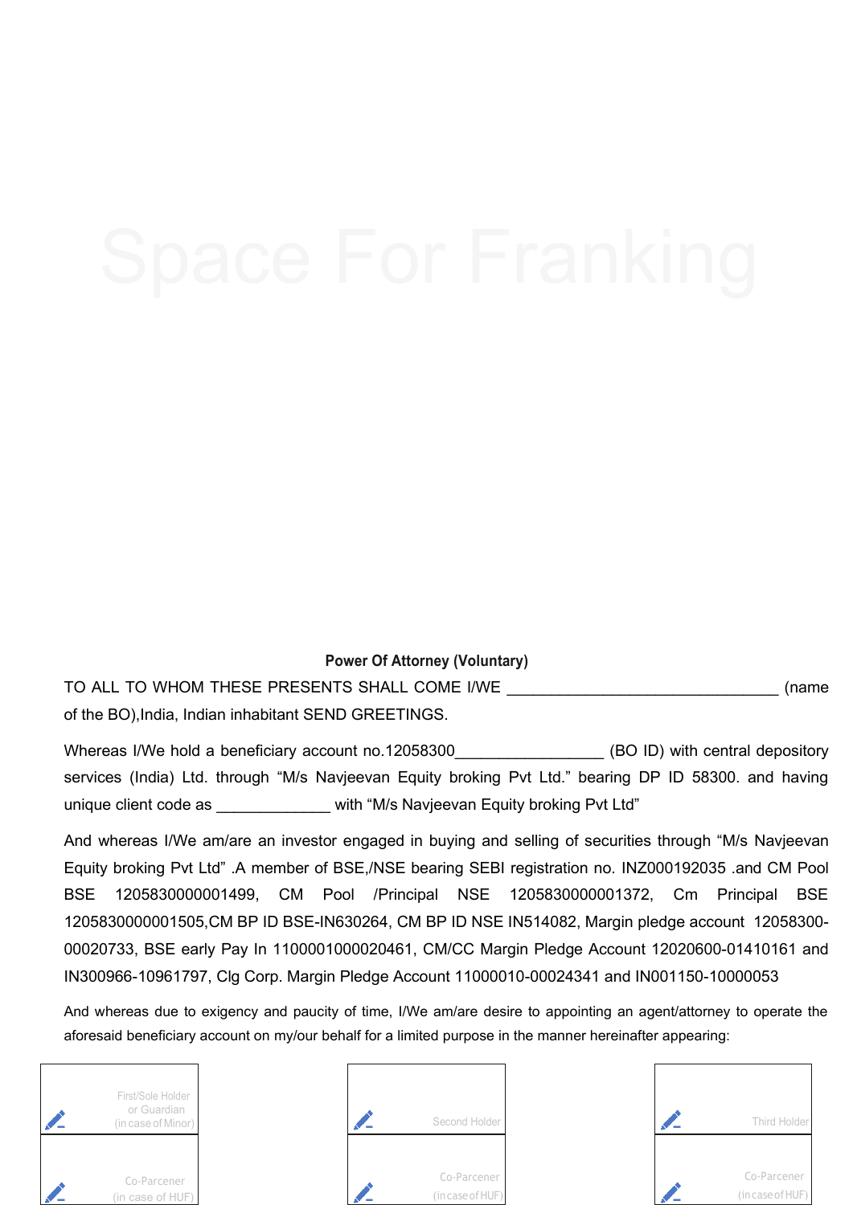Space For Franking

**Power Of Attorney (Voluntary)**

TO ALL TO WHOM THESE PRESENTS SHALL COME I/WE _______________________________ (name of the BO),India, Indian inhabitant SEND GREETINGS.

Whereas I/We hold a beneficiary account no.12058300_________________ (BO ID) with central depository services (India) Ltd. through "M/s Navjeevan Equity broking Pvt Ltd." bearing DP ID 58300. and having unique client code as _____________ with "M/s Navjeevan Equity broking Pvt Ltd"

And whereas I/We am/are an investor engaged in buying and selling of securities through "M/s Navjeevan Equity broking Pvt Ltd" .A member of BSE,/NSE bearing SEBI registration no. INZ000192035 .and CM Pool BSE 1205830000001499, CM Pool /Principal NSE 1205830000001372, Cm Principal BSE 1205830000001505,CM BP ID BSE-IN630264, CM BP ID NSE IN514082, Margin pledge account 12058300-00020733, BSE early Pay In 1100001000020461, CM/CC Margin Pledge Account 12020600-01410161 and IN300966-10961797, Clg Corp. Margin Pledge Account 11000010-00024341 and IN001150-10000053

And whereas due to exigency and paucity of time, I/We am/are desire to appointing an agent/attorney to operate the aforesaid beneficiary account on my/our behalf for a limited purpose in the manner hereinafter appearing:

| First/Sole Holder or Guardian (in case of Minor) | Second Holder | Third Holder |
|---|---|---|
| Co-Parcener (in case of HUF) | Co-Parcener (in case of HUF) | Co-Parcener (in case of HUF) |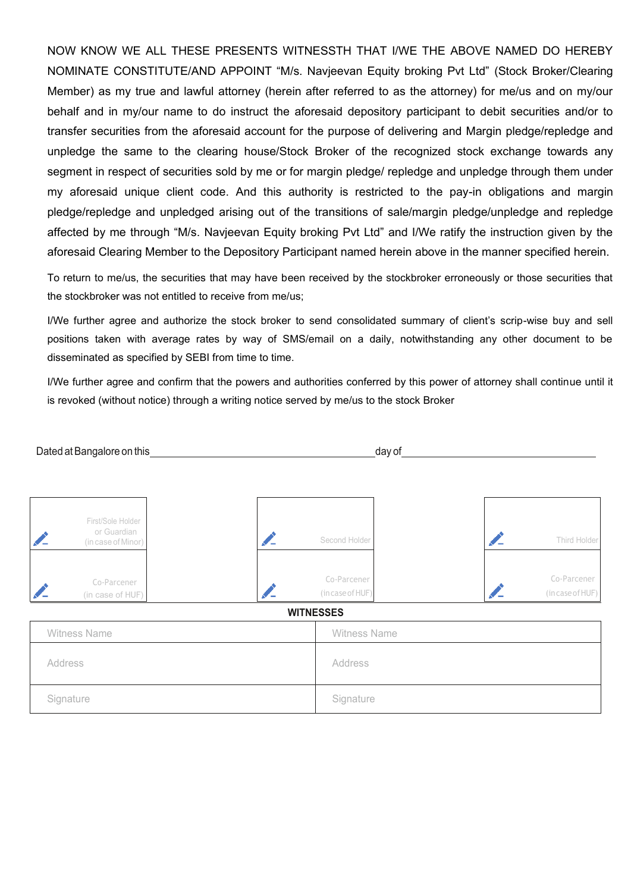NOW KNOW WE ALL THESE PRESENTS WITNESSTH THAT I/WE THE ABOVE NAMED DO HEREBY NOMINATE CONSTITUTE/AND APPOINT “M/s. Navjeevan Equity broking Pvt Ltd” (Stock Broker/Clearing Member) as my true and lawful attorney (herein after referred to as the attorney) for me/us and on my/our behalf and in my/our name to do instruct the aforesaid depository participant to debit securities and/or to transfer securities from the aforesaid account for the purpose of delivering and Margin pledge/repledge and unpledge the same to the clearing house/Stock Broker of the recognized stock exchange towards any segment in respect of securities sold by me or for margin pledge/ repledge and unpledge through them under my aforesaid unique client code. And this authority is restricted to the pay-in obligations and margin pledge/repledge and unpledged arising out of the transitions of sale/margin pledge/unpledge and repledge affected by me through “M/s. Navjeevan Equity broking Pvt Ltd” and I/We ratify the instruction given by the aforesaid Clearing Member to the Depository Participant named herein above in the manner specified herein.

To return to me/us, the securities that may have been received by the stockbroker erroneously or those securities that the stockbroker was not entitled to receive from me/us;

I/We further agree and authorize the stock broker to send consolidated summary of client’s scrip-wise buy and sell positions taken with average rates by way of SMS/email on a daily, notwithstanding any other document to be disseminated as specified by SEBI from time to time.

I/We further agree and confirm that the powers and authorities conferred by this power of attorney shall continue until it is revoked (without notice) through a writing notice served by me/us to the stock Broker

Dated at Bangalore on this ________________________ day of ________________________

| | | |
|---|---|---|
| First/Sole Holder or Guardian (in case of Minor) | Second Holder | Third Holder |
| Co-Parcener (in case of HUF) | Co-Parcener (in case of HUF) | Co-Parcener (in case of HUF) |

**WITNESSES**

| | |
|---|---|
| Witness Name | Witness Name |
| Address | Address |
| Signature | Signature |